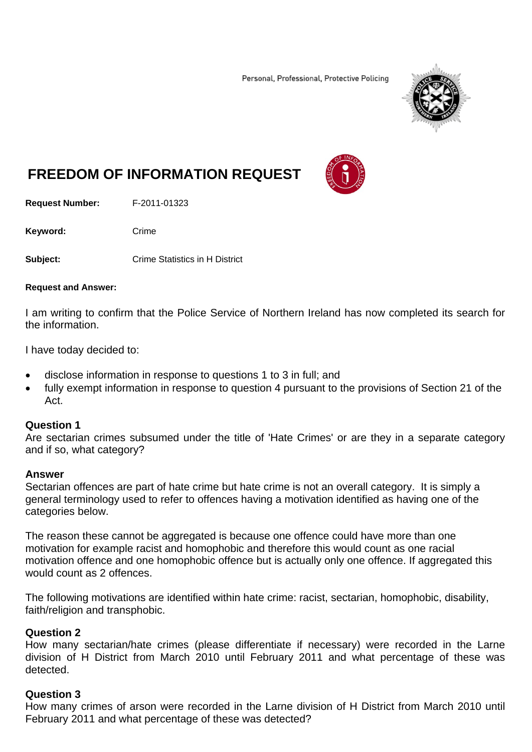Personal, Professional, Protective Policing

# FREEDOM OF INFORMATION REQUEST

**Request Number:** F-2011-01323

**Keyword:** Crime

**Subject:** Crime Statistics in H District

**Request and Answer:**

I am writing to confirm that the Police Service of Northern Ireland has now completed its search for the information.

I have today decided to:

- disclose information in response to questions 1 to 3 in full; and
- fully exempt information in response to question 4 pursuant to the provisions of Section 21 of the Act.

**Question 1**
Are sectarian crimes subsumed under the title of 'Hate Crimes' or are they in a separate category and if so, what category?

**Answer**
Sectarian offences are part of hate crime but hate crime is not an overall category. It is simply a general terminology used to refer to offences having a motivation identified as having one of the categories below.

The reason these cannot be aggregated is because one offence could have more than one motivation for example racist and homophobic and therefore this would count as one racial motivation offence and one homophobic offence but is actually only one offence. If aggregated this would count as 2 offences.

The following motivations are identified within hate crime: racist, sectarian, homophobic, disability, faith/religion and transphobic.

**Question 2**
How many sectarian/hate crimes (please differentiate if necessary) were recorded in the Larne division of H District from March 2010 until February 2011 and what percentage of these was detected.

**Question 3**
How many crimes of arson were recorded in the Larne division of H District from March 2010 until February 2011 and what percentage of these was detected?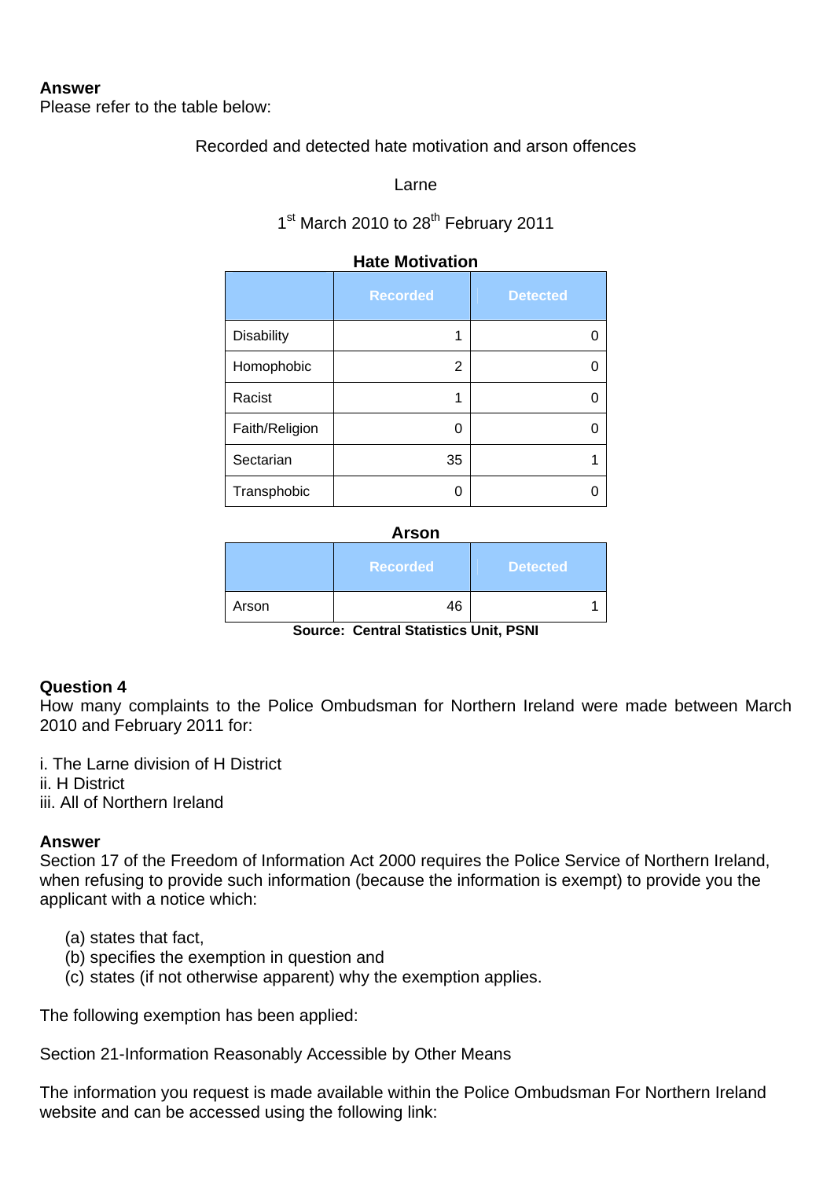**Answer**
Please refer to the table below:

Recorded and detected hate motivation and arson offences

Larne

1st March 2010 to 28th February 2011

**Hate Motivation**

| | Recorded | Detected |
|---|---|---|
| Disability | 1 | 0 |
| Homophobic | 2 | 0 |
| Racist | 1 | 0 |
| Faith/Religion | 0 | 0 |
| Sectarian | 35 | 1 |
| Transphobic | 0 | 0 |

**Arson**

| | Recorded | Detected |
|---|---|---|
| Arson | 46 | 1 |

**Source: Central Statistics Unit, PSNI**

**Question 4**
How many complaints to the Police Ombudsman for Northern Ireland were made between March 2010 and February 2011 for:

i. The Larne division of H District
ii. H District
iii. All of Northern Ireland

**Answer**
Section 17 of the Freedom of Information Act 2000 requires the Police Service of Northern Ireland, when refusing to provide such information (because the information is exempt) to provide you the applicant with a notice which:

(a) states that fact,
(b) specifies the exemption in question and
(c) states (if not otherwise apparent) why the exemption applies.

The following exemption has been applied:

Section 21-Information Reasonably Accessible by Other Means

The information you request is made available within the Police Ombudsman For Northern Ireland website and can be accessed using the following link: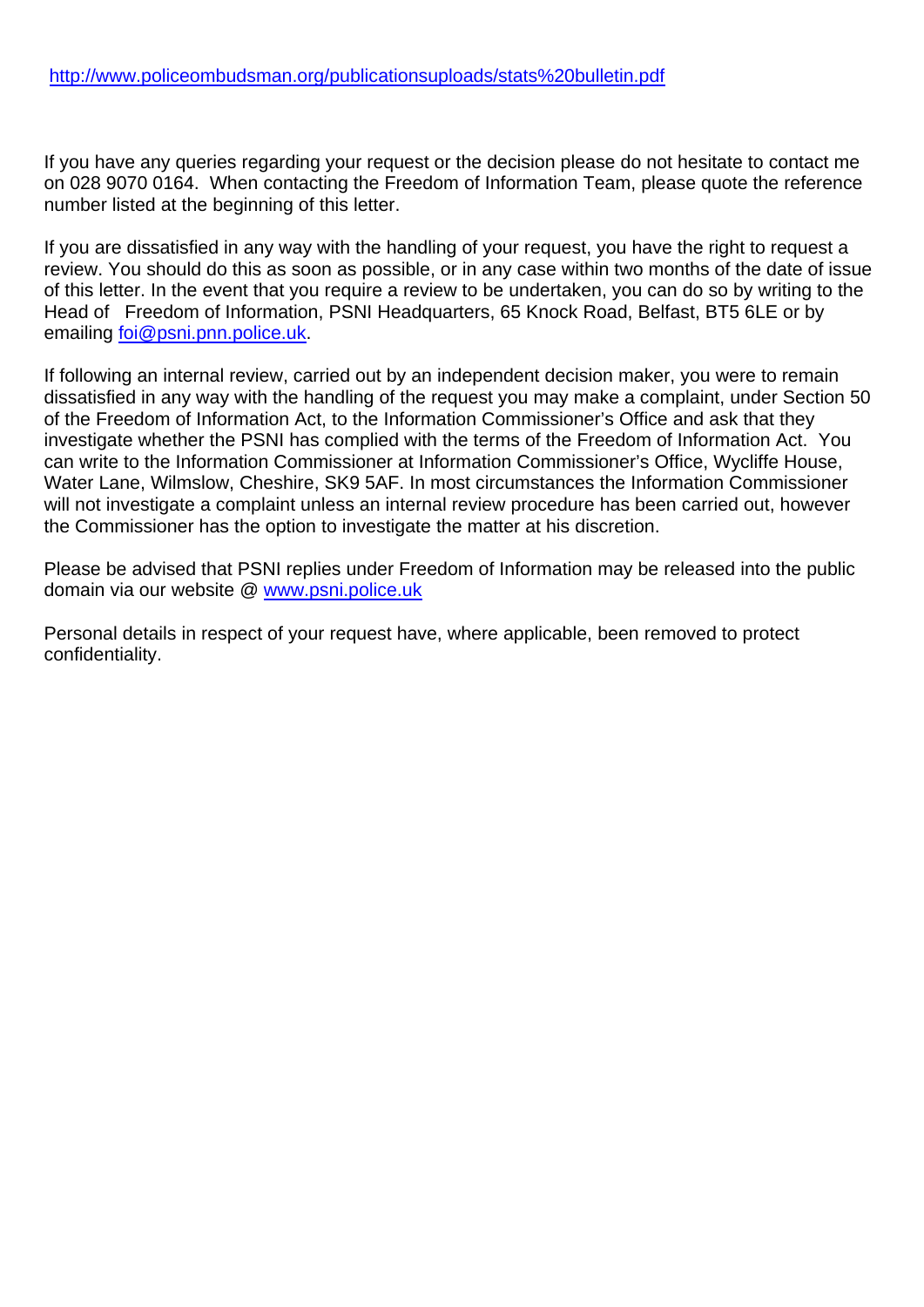http://www.policeombudsman.org/publicationsuploads/stats%20bulletin.pdf

If you have any queries regarding your request or the decision please do not hesitate to contact me on 028 9070 0164. When contacting the Freedom of Information Team, please quote the reference number listed at the beginning of this letter.

If you are dissatisfied in any way with the handling of your request, you have the right to request a review. You should do this as soon as possible, or in any case within two months of the date of issue of this letter. In the event that you require a review to be undertaken, you can do so by writing to the Head of Freedom of Information, PSNI Headquarters, 65 Knock Road, Belfast, BT5 6LE or by emailing foi@psni.pnn.police.uk.

If following an internal review, carried out by an independent decision maker, you were to remain dissatisfied in any way with the handling of the request you may make a complaint, under Section 50 of the Freedom of Information Act, to the Information Commissioner's Office and ask that they investigate whether the PSNI has complied with the terms of the Freedom of Information Act. You can write to the Information Commissioner at Information Commissioner's Office, Wycliffe House, Water Lane, Wilmslow, Cheshire, SK9 5AF. In most circumstances the Information Commissioner will not investigate a complaint unless an internal review procedure has been carried out, however the Commissioner has the option to investigate the matter at his discretion.

Please be advised that PSNI replies under Freedom of Information may be released into the public domain via our website @ www.psni.police.uk

Personal details in respect of your request have, where applicable, been removed to protect confidentiality.